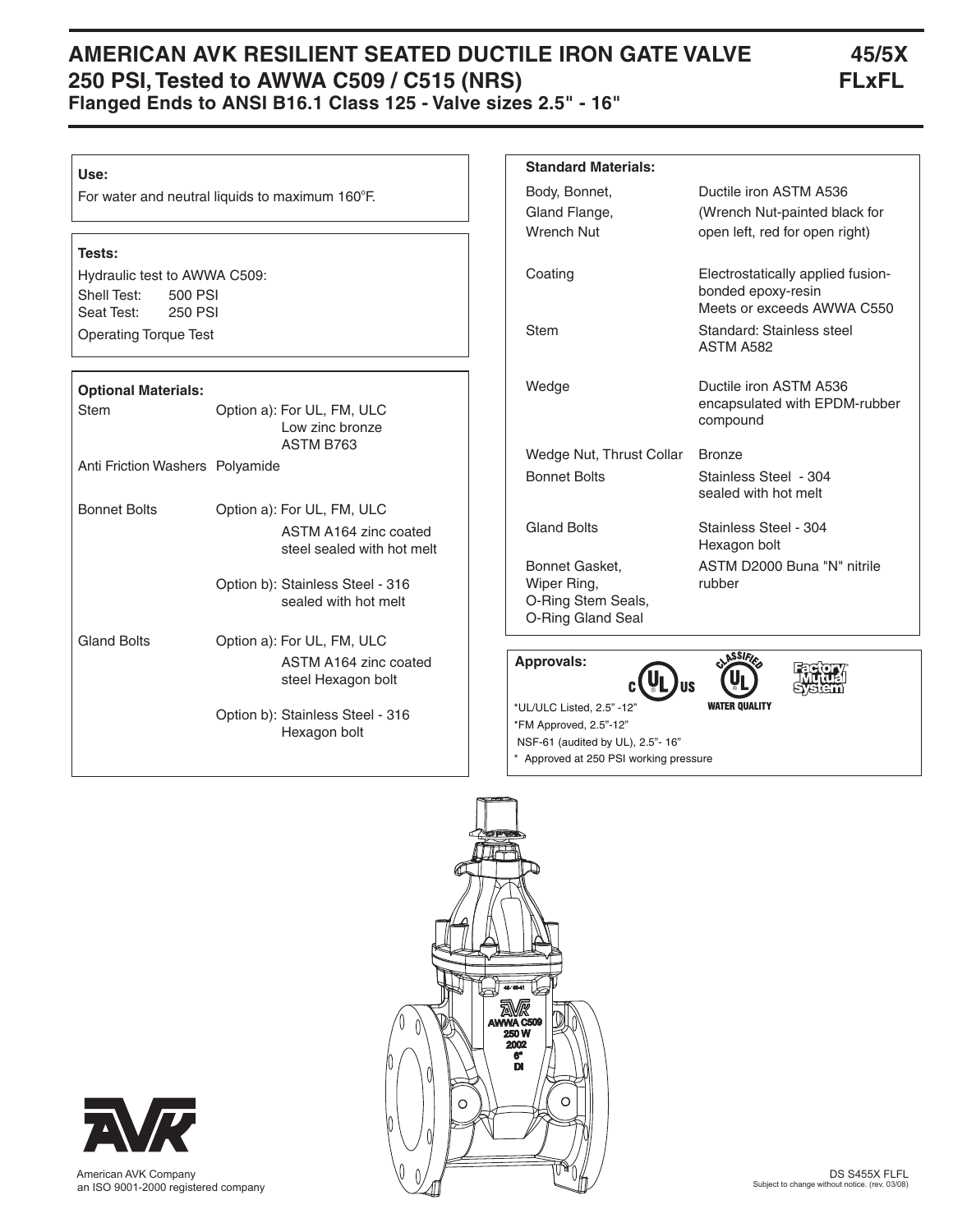# AMERICAN AVK RESILIENT SEATED DUCTILE IRON GATE VALVE 45/5X

## 250 PSI, Tested to AWWA C509 / C515 (NRS) FLxFL

### Flanged Ends to ANSI B16.1 Class 125 - Valve sizes 2.5" - 16"

**Use:**

For water and neutral liquids to maximum 160°F.

**Tests:**

Hydraulic test to AWWA C509:

| | |
|---|---|
| Shell Test: | 500 PSI |
| Seat Test: | 250 PSI |

Operating Torque Test

**Optional Materials:**

| | |
|---|---|
| Stem | Option a): For UL, FM, ULC Low zinc bronze ASTM B763 |
| Anti Friction Washers | Polyamide |
| Bonnet Bolts | Option a): For UL, FM, ULC ASTM A164 zinc coated steel sealed with hot melt |
| | Option b): Stainless Steel - 316 sealed with hot melt |
| Gland Bolts | Option a): For UL, FM, ULC ASTM A164 zinc coated steel Hexagon bolt |
| | Option b): Stainless Steel - 316 Hexagon bolt |

**Standard Materials:**

| | |
|---|---|
| Body, Bonnet, Gland Flange, Wrench Nut | Ductile iron ASTM A536 (Wrench Nut-painted black for open left, red for open right) |
| Coating | Electrostatically applied fusion-bonded epoxy-resin Meets or exceeds AWWA C550 |
| Stem | Standard: Stainless steel ASTM A582 |
| Wedge | Ductile iron ASTM A536 encapsulated with EPDM-rubber compound |
| Wedge Nut, Thrust Collar | Bronze |
| Bonnet Bolts | Stainless Steel - 304 sealed with hot melt |
| Gland Bolts | Stainless Steel - 304 Hexagon bolt |
| Bonnet Gasket, Wiper Ring, O-Ring Stem Seals, O-Ring Gland Seal | ASTM D2000 Buna "N" nitrile rubber |

**Approvals:**

*UL/ULC Listed, 2.5" -12"

*FM Approved, 2.5"-12"

NSF-61 (audited by UL), 2.5"- 16"

\* Approved at 250 PSI working pressure

American AVK Company
an ISO 9001-2000 registered company

DS S455X FLFL
Subject to change without notice. (rev. 03/08)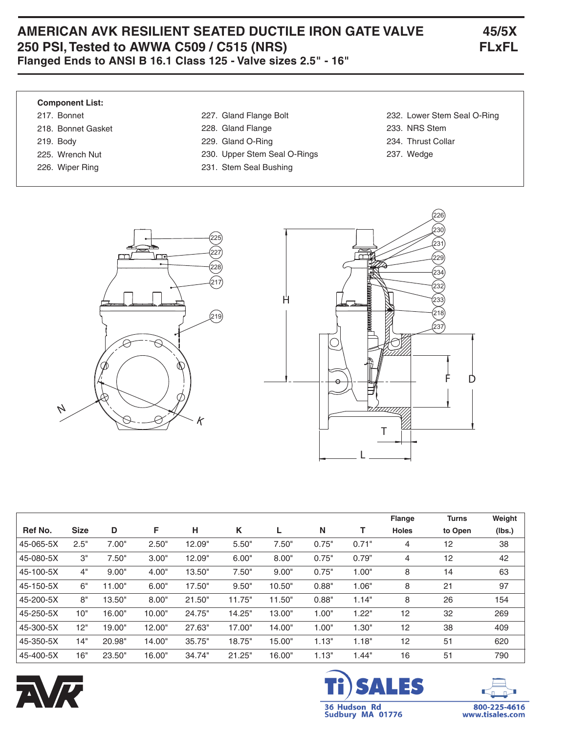# AMERICAN AVK RESILIENT SEATED DUCTILE IRON GATE VALVE — 45/5X

## 250 PSI, Tested to AWWA C509 / C515 (NRS) — FLxFL

### Flanged Ends to ANSI B 16.1 Class 125 - Valve sizes 2.5" - 16"

**Component List:**

- 217. Bonnet
- 218. Bonnet Gasket
- 219. Body
- 225. Wrench Nut
- 226. Wiper Ring
- 227. Gland Flange Bolt
- 228. Gland Flange
- 229. Gland O-Ring
- 230. Upper Stem Seal O-Rings
- 231. Stem Seal Bushing
- 232. Lower Stem Seal O-Ring
- 233. NRS Stem
- 234. Thrust Collar
- 237. Wedge

225
227
228
217
219
N
K
226
230
231
229
234
232
233
218
237
H
F
D
T
L

| Ref No. | Size | D | F | H | K | L | N | T | Flange Holes | Turns to Open | Weight (lbs.) |
|---|---|---|---|---|---|---|---|---|---|---|---|
| 45-065-5X | 2.5" | 7.00" | 2.50" | 12.09" | 5.50" | 7.50" | 0.75" | 0.71" | 4 | 12 | 38 |
| 45-080-5X | 3" | 7.50" | 3.00" | 12.09" | 6.00" | 8.00" | 0.75" | 0.79" | 4 | 12 | 42 |
| 45-100-5X | 4" | 9.00" | 4.00" | 13.50" | 7.50" | 9.00" | 0.75" | 1.00" | 8 | 14 | 63 |
| 45-150-5X | 6" | 11.00" | 6.00" | 17.50" | 9.50" | 10.50" | 0.88" | 1.06" | 8 | 21 | 97 |
| 45-200-5X | 8" | 13.50" | 8.00" | 21.50" | 11.75" | 11.50" | 0.88" | 1.14" | 8 | 26 | 154 |
| 45-250-5X | 10" | 16.00" | 10.00" | 24.75" | 14.25" | 13.00" | 1.00" | 1.22" | 12 | 32 | 269 |
| 45-300-5X | 12" | 19.00" | 12.00" | 27.63" | 17.00" | 14.00" | 1.00" | 1.30" | 12 | 38 | 409 |
| 45-350-5X | 14" | 20.98" | 14.00" | 35.75" | 18.75" | 15.00" | 1.13" | 1.18" | 12 | 51 | 620 |
| 45-400-5X | 16" | 23.50" | 16.00" | 34.74" | 21.25" | 16.00" | 1.13" | 1.44" | 16 | 51 | 790 |

AVK

Ti SALES
36 Hudson Rd
Sudbury MA 01776
800-225-4616
www.tisales.com